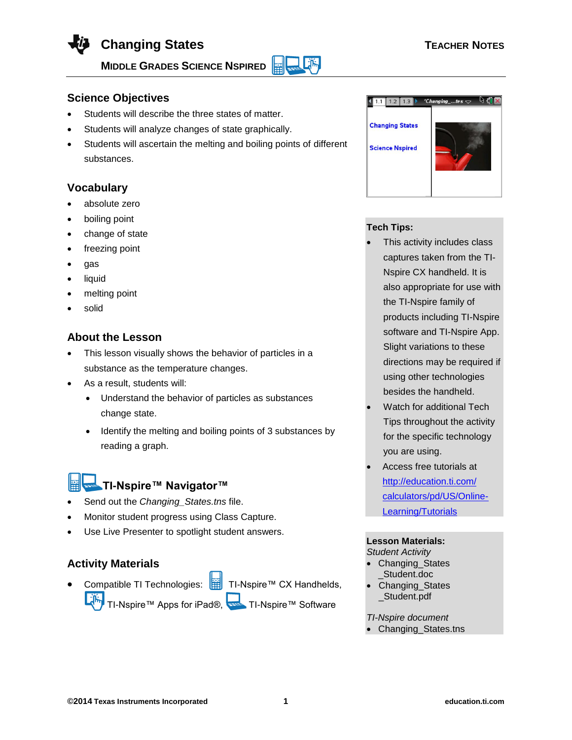# Changing States

**Teacher Notes**

**Middle Grades Science Nspired**

## Science Objectives

- Students will describe the three states of matter.
- Students will analyze changes of state graphically.
- Students will ascertain the melting and boiling points of different substances.

## Vocabulary

- absolute zero
- boiling point
- change of state
- freezing point
- gas
- liquid
- melting point
- solid

## About the Lesson

- This lesson visually shows the behavior of particles in a substance as the temperature changes.
- As a result, students will:
  - Understand the behavior of particles as substances change state.
  - Identify the melting and boiling points of 3 substances by reading a graph.

## TI-Nspire™ Navigator™

- Send out the *Changing_States.tns* file.
- Monitor student progress using Class Capture.
- Use Live Presenter to spotlight student answers.

## Activity Materials

- Compatible TI Technologies: TI-Nspire™ CX Handhelds, TI-Nspire™ Apps for iPad®, TI-Nspire™ Software

**Tech Tips:**

- This activity includes class captures taken from the TI-Nspire CX handheld. It is also appropriate for use with the TI-Nspire family of products including TI-Nspire software and TI-Nspire App. Slight variations to these directions may be required if using other technologies besides the handheld.
- Watch for additional Tech Tips throughout the activity for the specific technology you are using.
- Access free tutorials at http://education.ti.com/calculators/pd/US/Online-Learning/Tutorials

**Lesson Materials:**

*Student Activity*

- Changing_States_Student.doc
- Changing_States_Student.pdf

*TI-Nspire document*

- Changing_States.tns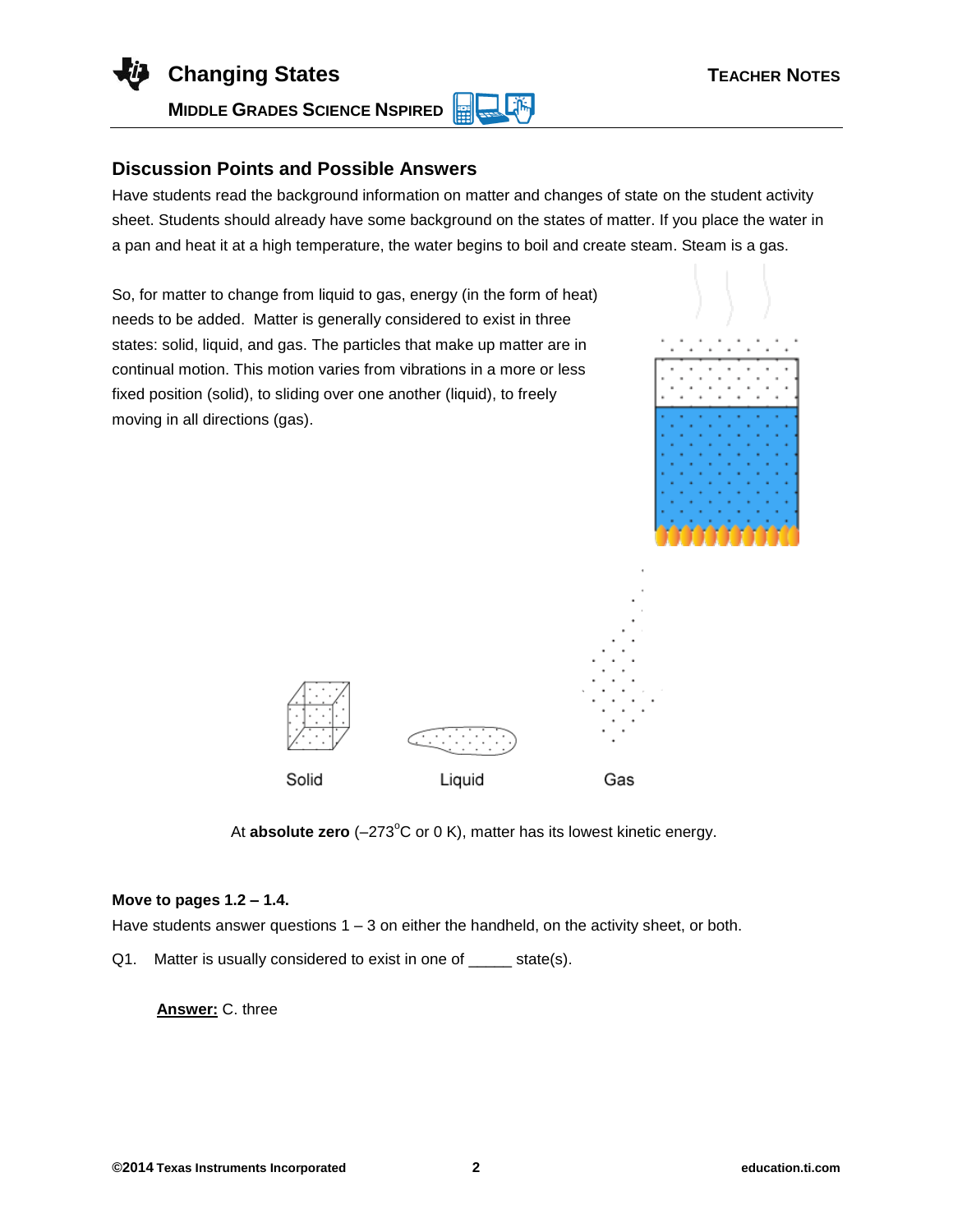## Discussion Points and Possible Answers

Have students read the background information on matter and changes of state on the student activity sheet. Students should already have some background on the states of matter. If you place the water in a pan and heat it at a high temperature, the water begins to boil and create steam. Steam is a gas.

So, for matter to change from liquid to gas, energy (in the form of heat) needs to be added. Matter is generally considered to exist in three states: solid, liquid, and gas. The particles that make up matter are in continual motion. This motion varies from vibrations in a more or less fixed position (solid), to sliding over one another (liquid), to freely moving in all directions (gas).

Solid Liquid Gas

At **absolute zero** (–273$^{o}$C or 0 K), matter has its lowest kinetic energy.

**Move to pages 1.2 – 1.4.**

Have students answer questions 1 – 3 on either the handheld, on the activity sheet, or both.

Q1. Matter is usually considered to exist in one of _____ state(s).

**Answer:** C. three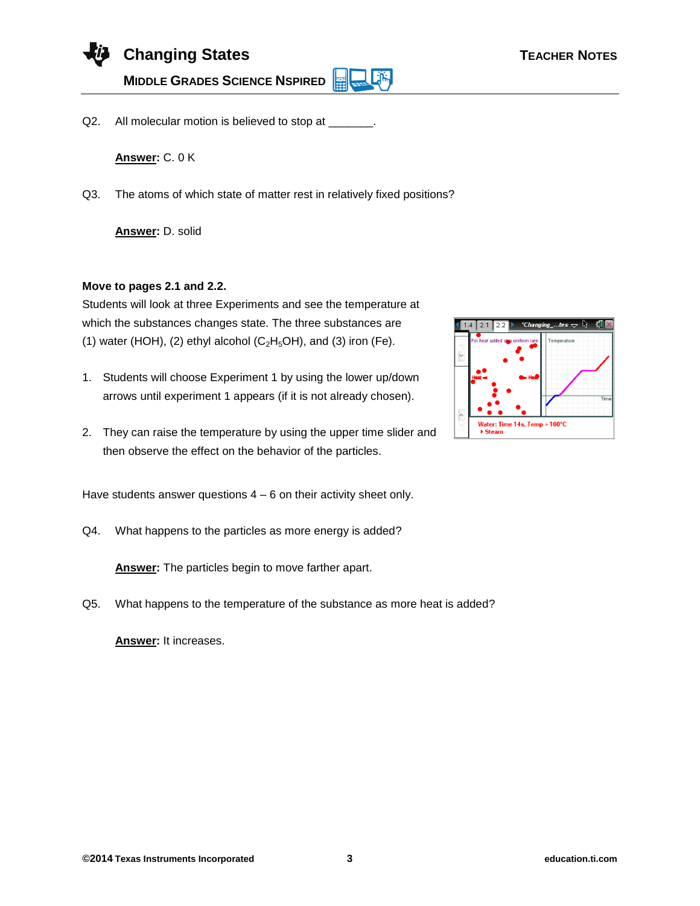Q2. All molecular motion is believed to stop at _______.

**Answer:** C. 0 K

Q3. The atoms of which state of matter rest in relatively fixed positions?

**Answer:** D. solid

**Move to pages 2.1 and 2.2.**

Students will look at three Experiments and see the temperature at which the substances changes state. The three substances are (1) water (HOH), (2) ethyl alcohol ($C_2H_5OH$), and (3) iron (Fe).

1. Students will choose Experiment 1 by using the lower up/down arrows until experiment 1 appears (if it is not already chosen).

2. They can raise the temperature by using the upper time slider and then observe the effect on the behavior of the particles.

Have students answer questions 4 – 6 on their activity sheet only.

Q4. What happens to the particles as more energy is added?

**Answer:** The particles begin to move farther apart.

Q5. What happens to the temperature of the substance as more heat is added?

**Answer:** It increases.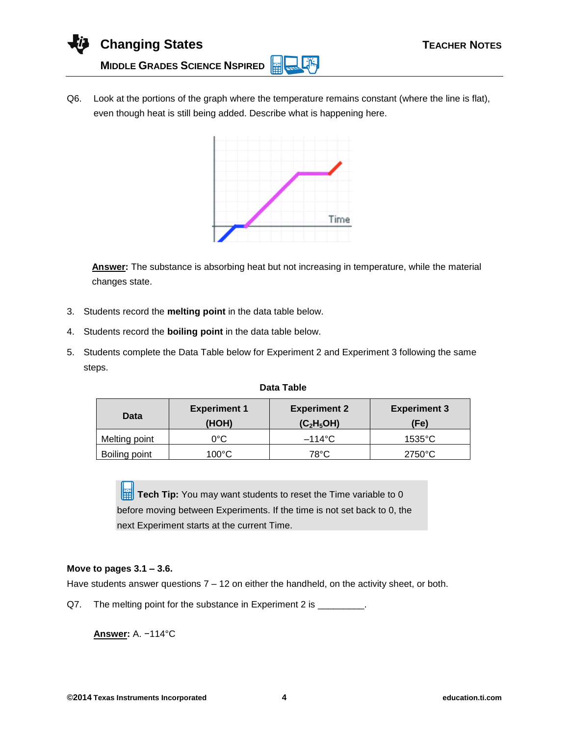Q6. Look at the portions of the graph where the temperature remains constant (where the line is flat), even though heat is still being added. Describe what is happening here.

**Answer:** The substance is absorbing heat but not increasing in temperature, while the material changes state.

3. Students record the **melting point** in the data table below.
4. Students record the **boiling point** in the data table below.
5. Students complete the Data Table below for Experiment 2 and Experiment 3 following the same steps.

**Data Table**

| Data | Experiment 1 (HOH) | Experiment 2 ($C_2H_5OH$) | Experiment 3 (Fe) |
|---|---|---|---|
| Melting point | 0°C | –114°C | 1535°C |
| Boiling point | 100°C | 78°C | 2750°C |

**Tech Tip:** You may want students to reset the Time variable to 0 before moving between Experiments. If the time is not set back to 0, the next Experiment starts at the current Time.

**Move to pages 3.1 – 3.6.**

Have students answer questions 7 – 12 on either the handheld, on the activity sheet, or both.

Q7. The melting point for the substance in Experiment 2 is _________.

**Answer:** A. −114°C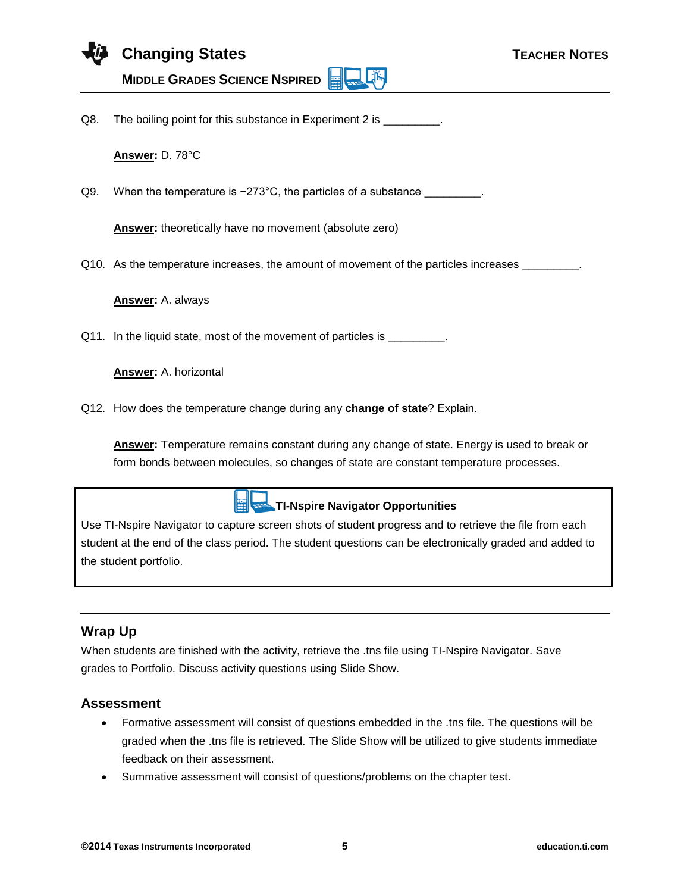Q8. The boiling point for this substance in Experiment 2 is _________.

**Answer:** D. 78°C

Q9. When the temperature is −273°C, the particles of a substance _________.

**Answer:** theoretically have no movement (absolute zero)

Q10. As the temperature increases, the amount of movement of the particles increases _________.

**Answer:** A. always

Q11. In the liquid state, most of the movement of particles is _________.

**Answer:** A. horizontal

Q12. How does the temperature change during any **change of state**? Explain.

**Answer:** Temperature remains constant during any change of state. Energy is used to break or form bonds between molecules, so changes of state are constant temperature processes.

**TI-Nspire Navigator Opportunities**

Use TI-Nspire Navigator to capture screen shots of student progress and to retrieve the file from each student at the end of the class period. The student questions can be electronically graded and added to the student portfolio.

## Wrap Up

When students are finished with the activity, retrieve the .tns file using TI-Nspire Navigator. Save grades to Portfolio. Discuss activity questions using Slide Show.

## Assessment

- Formative assessment will consist of questions embedded in the .tns file. The questions will be graded when the .tns file is retrieved. The Slide Show will be utilized to give students immediate feedback on their assessment.
- Summative assessment will consist of questions/problems on the chapter test.